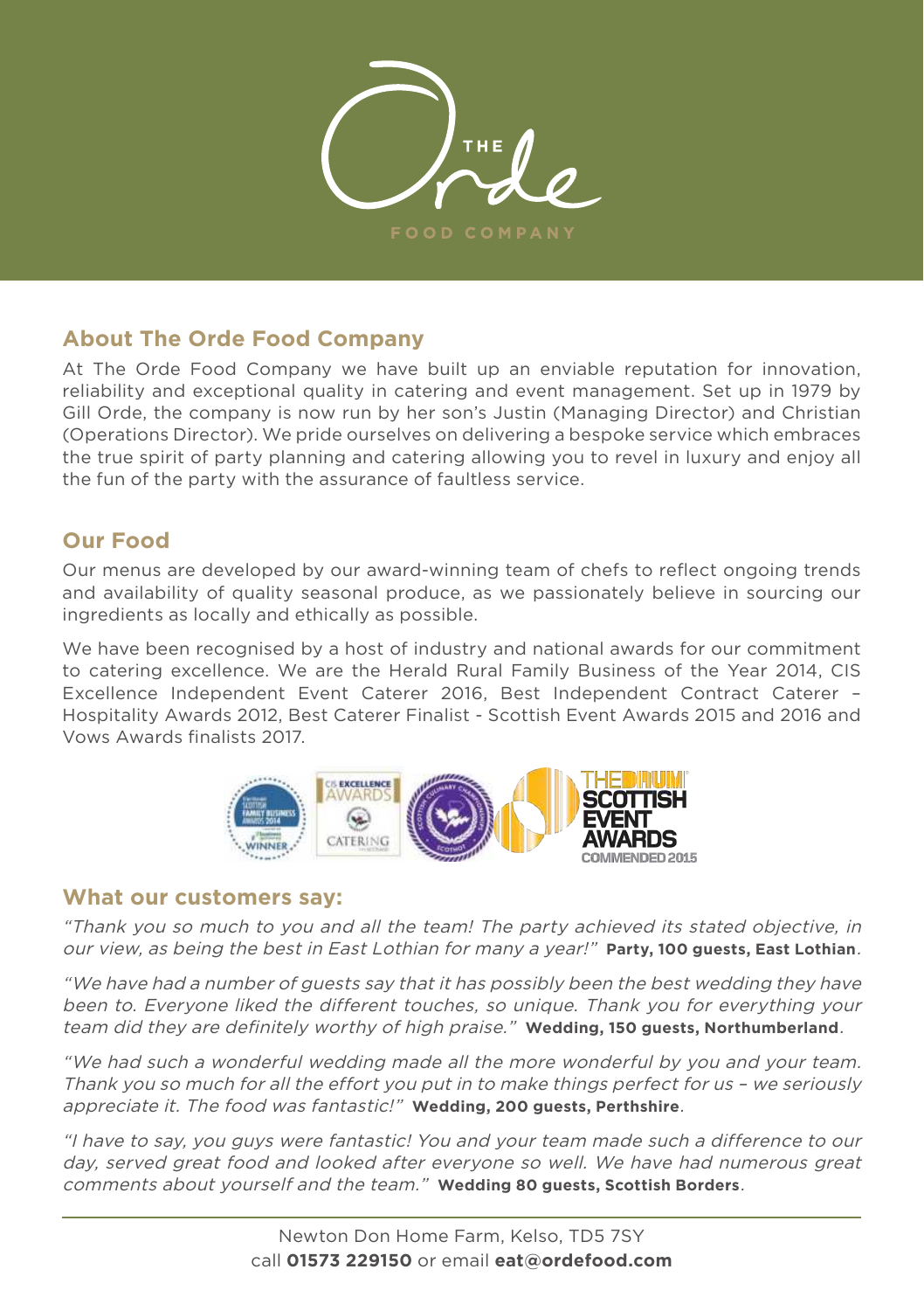THE Orde

FOOD COMPANY

## About The Orde Food Company

At The Orde Food Company we have built up an enviable reputation for innovation, reliability and exceptional quality in catering and event management. Set up in 1979 by Gill Orde, the company is now run by her son's Justin (Managing Director) and Christian (Operations Director). We pride ourselves on delivering a bespoke service which embraces the true spirit of party planning and catering allowing you to revel in luxury and enjoy all the fun of the party with the assurance of faultless service.

## Our Food

Our menus are developed by our award-winning team of chefs to reflect ongoing trends and availability of quality seasonal produce, as we passionately believe in sourcing our ingredients as locally and ethically as possible.

We have been recognised by a host of industry and national awards for our commitment to catering excellence. We are the Herald Rural Family Business of the Year 2014, CIS Excellence Independent Event Caterer 2016, Best Independent Contract Caterer – Hospitality Awards 2012, Best Caterer Finalist - Scottish Event Awards 2015 and 2016 and Vows Awards finalists 2017.

## What our customers say:

*"Thank you so much to you and all the team! The party achieved its stated objective, in our view, as being the best in East Lothian for many a year!"* **Party, 100 guests, East Lothian**.

*"We have had a number of guests say that it has possibly been the best wedding they have been to. Everyone liked the different touches, so unique. Thank you for everything your team did they are definitely worthy of high praise."* **Wedding, 150 guests, Northumberland**.

*"We had such a wonderful wedding made all the more wonderful by you and your team. Thank you so much for all the effort you put in to make things perfect for us – we seriously appreciate it. The food was fantastic!"* **Wedding, 200 guests, Perthshire**.

*"I have to say, you guys were fantastic! You and your team made such a difference to our day, served great food and looked after everyone so well. We have had numerous great comments about yourself and the team."* **Wedding 80 guests, Scottish Borders**.

---

Newton Don Home Farm, Kelso, TD5 7SY
call **01573 229150** or email **eat@ordefood.com**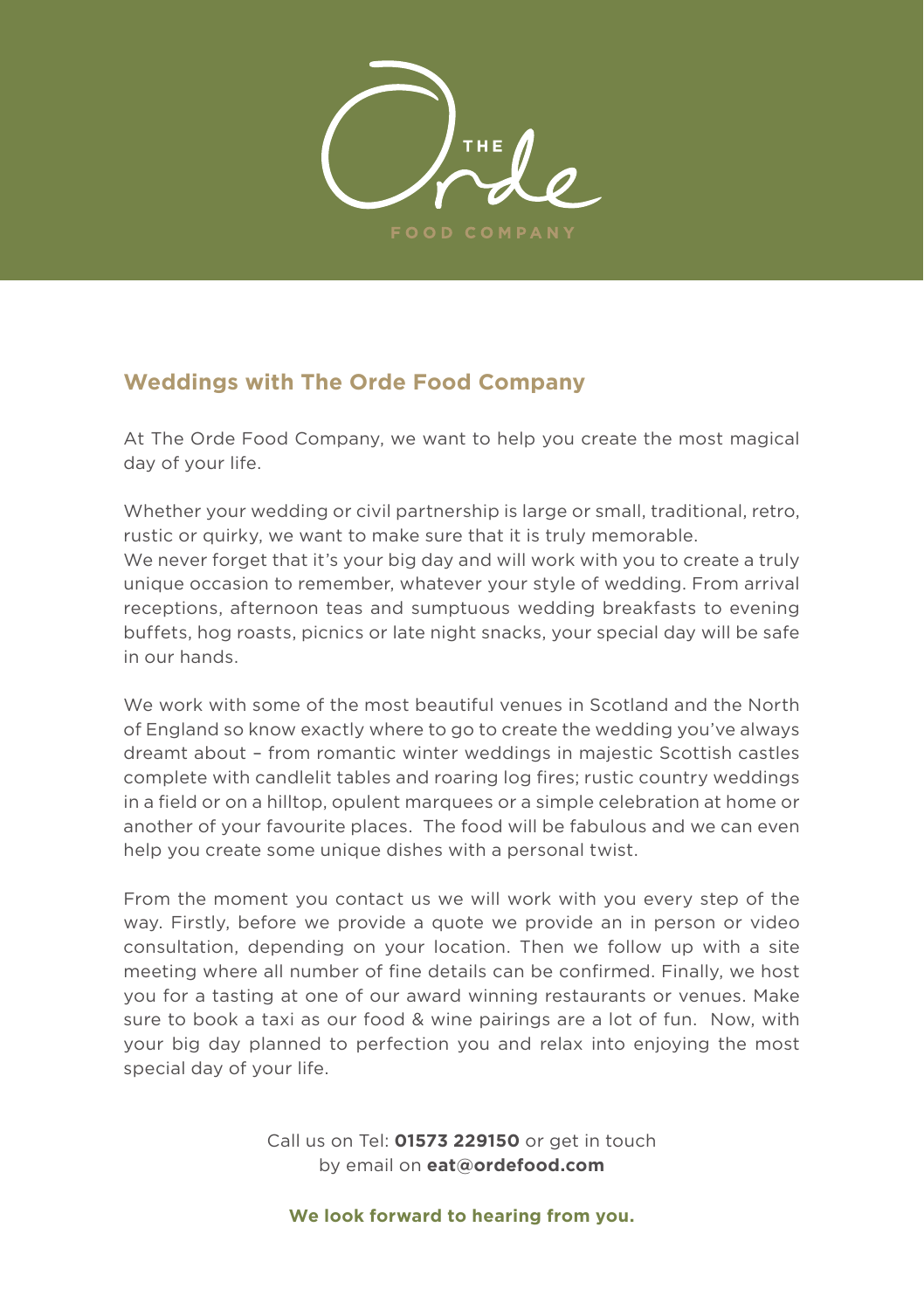THE Orde

FOOD COMPANY

## Weddings with The Orde Food Company

At The Orde Food Company, we want to help you create the most magical day of your life.

Whether your wedding or civil partnership is large or small, traditional, retro, rustic or quirky, we want to make sure that it is truly memorable.
We never forget that it's your big day and will work with you to create a truly unique occasion to remember, whatever your style of wedding. From arrival receptions, afternoon teas and sumptuous wedding breakfasts to evening buffets, hog roasts, picnics or late night snacks, your special day will be safe in our hands.

We work with some of the most beautiful venues in Scotland and the North of England so know exactly where to go to create the wedding you've always dreamt about – from romantic winter weddings in majestic Scottish castles complete with candlelit tables and roaring log fires; rustic country weddings in a field or on a hilltop, opulent marquees or a simple celebration at home or another of your favourite places. The food will be fabulous and we can even help you create some unique dishes with a personal twist.

From the moment you contact us we will work with you every step of the way. Firstly, before we provide a quote we provide an in person or video consultation, depending on your location. Then we follow up with a site meeting where all number of fine details can be confirmed. Finally, we host you for a tasting at one of our award winning restaurants or venues. Make sure to book a taxi as our food & wine pairings are a lot of fun. Now, with your big day planned to perfection you and relax into enjoying the most special day of your life.

Call us on Tel: **01573 229150** or get in touch by email on **eat@ordefood.com**

**We look forward to hearing from you.**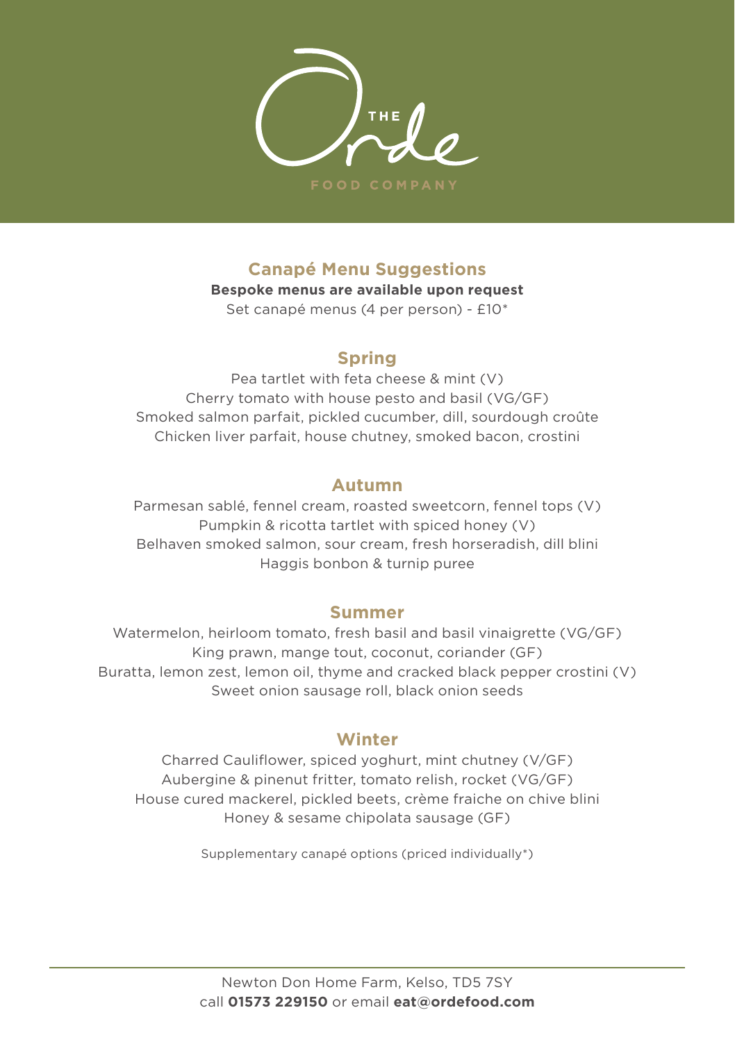THE Orde

FOOD COMPANY

## Canapé Menu Suggestions

**Bespoke menus are available upon request**

Set canapé menus (4 per person) - £10*

### Spring

Pea tartlet with feta cheese & mint (V)
Cherry tomato with house pesto and basil (VG/GF)
Smoked salmon parfait, pickled cucumber, dill, sourdough croûte
Chicken liver parfait, house chutney, smoked bacon, crostini

### Autumn

Parmesan sablé, fennel cream, roasted sweetcorn, fennel tops (V)
Pumpkin & ricotta tartlet with spiced honey (V)
Belhaven smoked salmon, sour cream, fresh horseradish, dill blini
Haggis bonbon & turnip puree

### Summer

Watermelon, heirloom tomato, fresh basil and basil vinaigrette (VG/GF)
King prawn, mange tout, coconut, coriander (GF)
Buratta, lemon zest, lemon oil, thyme and cracked black pepper crostini (V)
Sweet onion sausage roll, black onion seeds

### Winter

Charred Cauliflower, spiced yoghurt, mint chutney (V/GF)
Aubergine & pinenut fritter, tomato relish, rocket (VG/GF)
House cured mackerel, pickled beets, crème fraiche on chive blini
Honey & sesame chipolata sausage (GF)

Supplementary canapé options (priced individually*)

---

Newton Don Home Farm, Kelso, TD5 7SY
call **01573 229150** or email **eat@ordefood.com**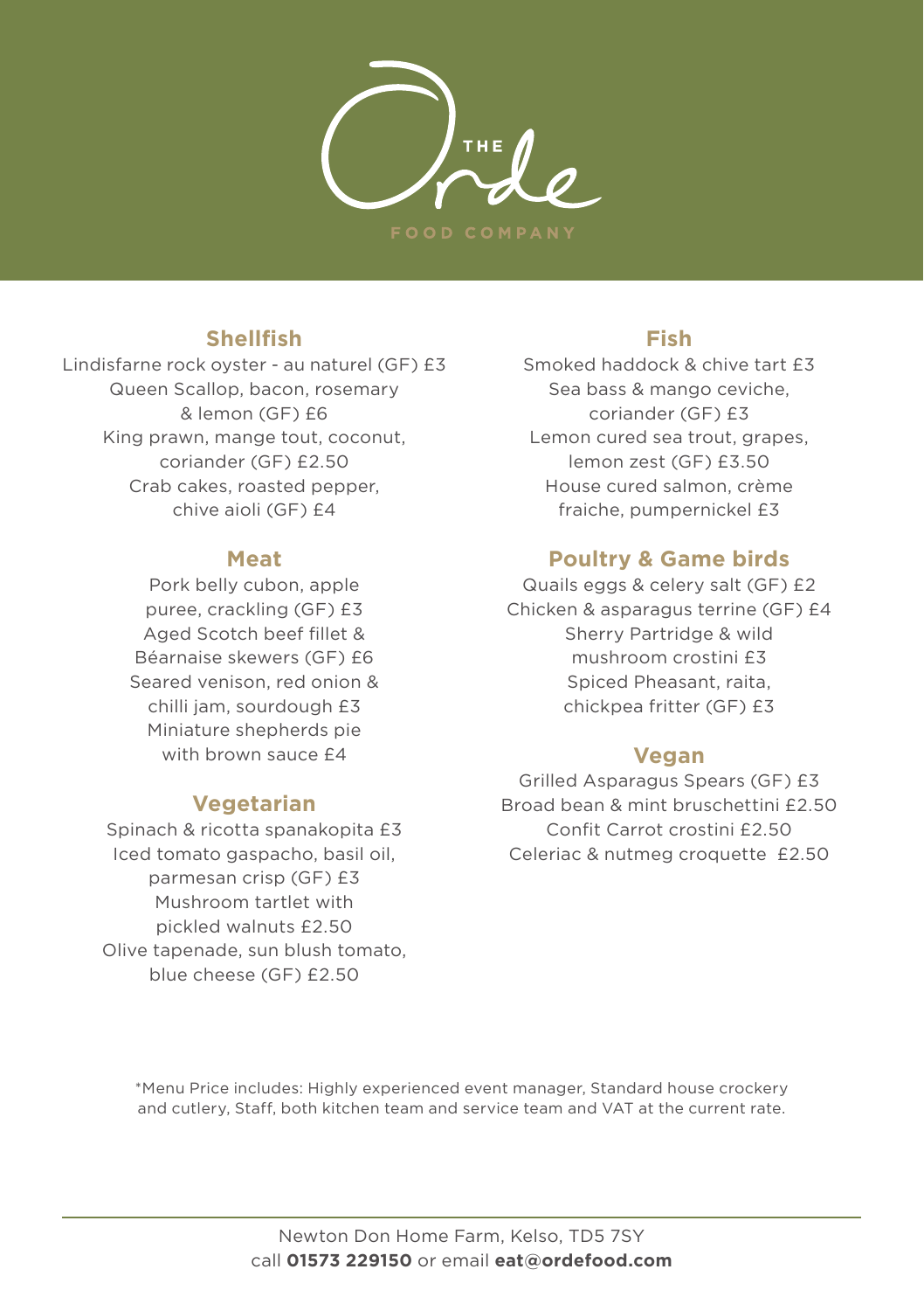# THE Orde FOOD COMPANY

## Shellfish

Lindisfarne rock oyster - au naturel (GF) £3
Queen Scallop, bacon, rosemary & lemon (GF) £6
King prawn, mange tout, coconut, coriander (GF) £2.50
Crab cakes, roasted pepper, chive aioli (GF) £4

## Meat

Pork belly cubon, apple puree, crackling (GF) £3
Aged Scotch beef fillet & Béarnaise skewers (GF) £6
Seared venison, red onion & chilli jam, sourdough £3
Miniature shepherds pie with brown sauce £4

## Vegetarian

Spinach & ricotta spanakopita £3
Iced tomato gaspacho, basil oil, parmesan crisp (GF) £3
Mushroom tartlet with pickled walnuts £2.50
Olive tapenade, sun blush tomato, blue cheese (GF) £2.50

## Fish

Smoked haddock & chive tart £3
Sea bass & mango ceviche, coriander (GF) £3
Lemon cured sea trout, grapes, lemon zest (GF) £3.50
House cured salmon, crème fraiche, pumpernickel £3

## Poultry & Game birds

Quails eggs & celery salt (GF) £2
Chicken & asparagus terrine (GF) £4
Sherry Partridge & wild mushroom crostini £3
Spiced Pheasant, raita, chickpea fritter (GF) £3

## Vegan

Grilled Asparagus Spears (GF) £3
Broad bean & mint bruschettini £2.50
Confit Carrot crostini £2.50
Celeriac & nutmeg croquette £2.50

*Menu Price includes: Highly experienced event manager, Standard house crockery and cutlery, Staff, both kitchen team and service team and VAT at the current rate.

Newton Don Home Farm, Kelso, TD5 7SY
call **01573 229150** or email **eat@ordefood.com**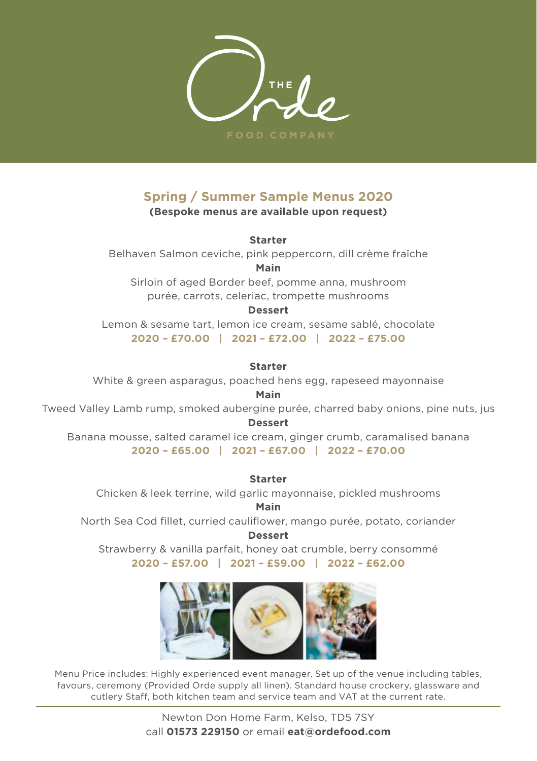THE Orde

FOOD COMPANY

## Spring / Summer Sample Menus 2020

**(Bespoke menus are available upon request)**

**Starter**

Belhaven Salmon ceviche, pink peppercorn, dill crème fraîche

**Main**

Sirloin of aged Border beef, pomme anna, mushroom purée, carrots, celeriac, trompette mushrooms

**Dessert**

Lemon & sesame tart, lemon ice cream, sesame sablé, chocolate

**2020 – £70.00 | 2021 – £72.00 | 2022 – £75.00**

**Starter**

White & green asparagus, poached hens egg, rapeseed mayonnaise

**Main**

Tweed Valley Lamb rump, smoked aubergine purée, charred baby onions, pine nuts, jus

**Dessert**

Banana mousse, salted caramel ice cream, ginger crumb, caramalised banana

**2020 – £65.00 | 2021 – £67.00 | 2022 – £70.00**

**Starter**

Chicken & leek terrine, wild garlic mayonnaise, pickled mushrooms

**Main**

North Sea Cod fillet, curried cauliflower, mango purée, potato, coriander

**Dessert**

Strawberry & vanilla parfait, honey oat crumble, berry consommé

**2020 – £57.00 | 2021 – £59.00 | 2022 – £62.00**

Menu Price includes: Highly experienced event manager. Set up of the venue including tables, favours, ceremony (Provided Orde supply all linen). Standard house crockery, glassware and cutlery Staff, both kitchen team and service team and VAT at the current rate.

Newton Don Home Farm, Kelso, TD5 7SY
call **01573 229150** or email **eat@ordefood.com**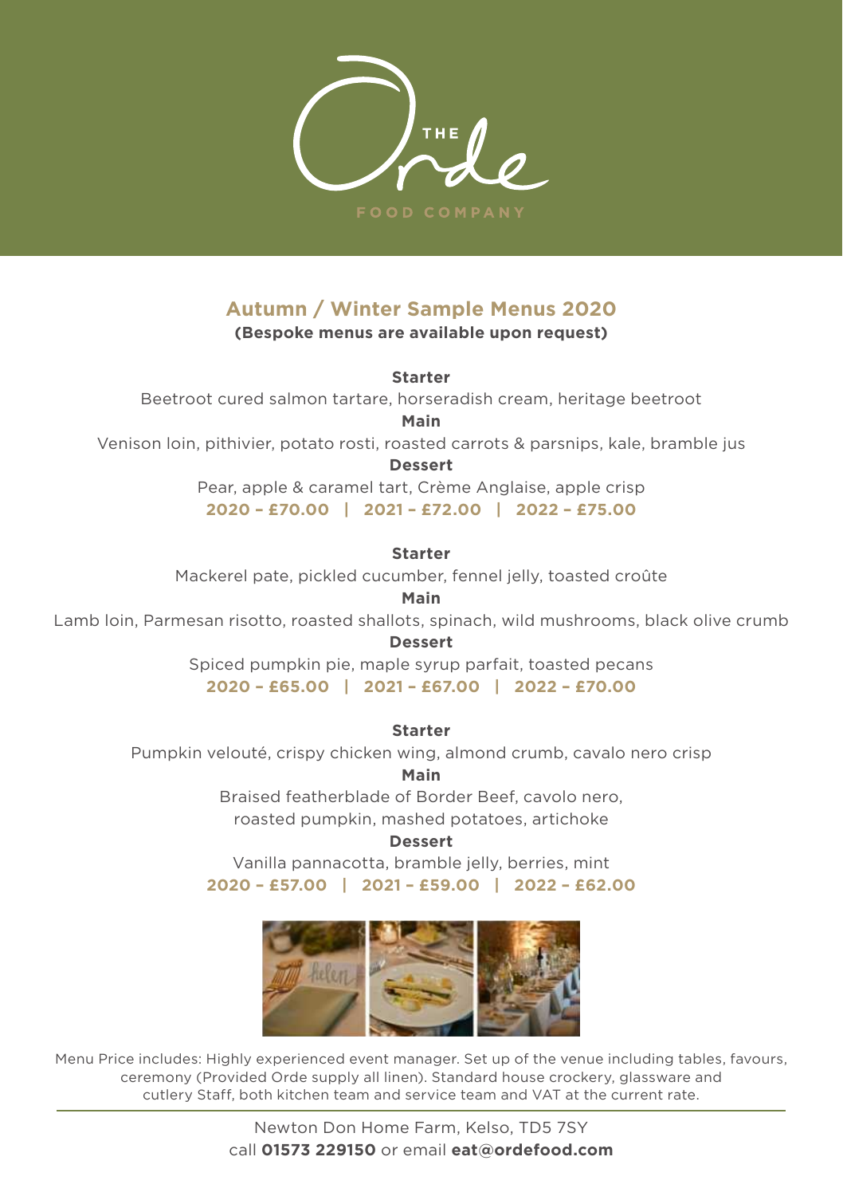THE Orde

FOOD COMPANY

## Autumn / Winter Sample Menus 2020

**(Bespoke menus are available upon request)**

**Starter**

Beetroot cured salmon tartare, horseradish cream, heritage beetroot

**Main**

Venison loin, pithivier, potato rosti, roasted carrots & parsnips, kale, bramble jus

**Dessert**

Pear, apple & caramel tart, Crème Anglaise, apple crisp

**2020 – £70.00 | 2021 – £72.00 | 2022 – £75.00**

**Starter**

Mackerel pate, pickled cucumber, fennel jelly, toasted croûte

**Main**

Lamb loin, Parmesan risotto, roasted shallots, spinach, wild mushrooms, black olive crumb

**Dessert**

Spiced pumpkin pie, maple syrup parfait, toasted pecans

**2020 – £65.00 | 2021 – £67.00 | 2022 – £70.00**

**Starter**

Pumpkin velouté, crispy chicken wing, almond crumb, cavalo nero crisp

**Main**

Braised featherblade of Border Beef, cavolo nero, roasted pumpkin, mashed potatoes, artichoke

**Dessert**

Vanilla pannacotta, bramble jelly, berries, mint

**2020 – £57.00 | 2021 – £59.00 | 2022 – £62.00**

Menu Price includes: Highly experienced event manager. Set up of the venue including tables, favours, ceremony (Provided Orde supply all linen). Standard house crockery, glassware and cutlery Staff, both kitchen team and service team and VAT at the current rate.

Newton Don Home Farm, Kelso, TD5 7SY
call **01573 229150** or email **eat@ordefood.com**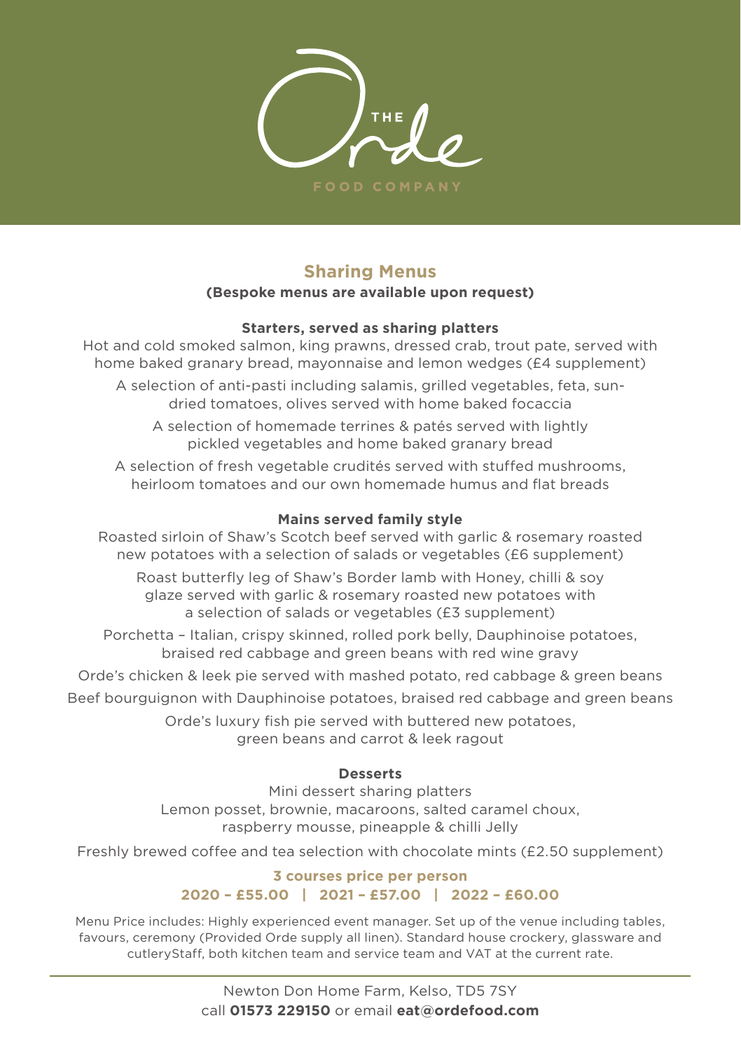THE Orde

FOOD COMPANY

## Sharing Menus

**(Bespoke menus are available upon request)**

**Starters, served as sharing platters**

Hot and cold smoked salmon, king prawns, dressed crab, trout pate, served with home baked granary bread, mayonnaise and lemon wedges (£4 supplement)

A selection of anti-pasti including salamis, grilled vegetables, feta, sun-dried tomatoes, olives served with home baked focaccia

A selection of homemade terrines & patés served with lightly pickled vegetables and home baked granary bread

A selection of fresh vegetable crudités served with stuffed mushrooms, heirloom tomatoes and our own homemade humus and flat breads

**Mains served family style**

Roasted sirloin of Shaw's Scotch beef served with garlic & rosemary roasted new potatoes with a selection of salads or vegetables (£6 supplement)

Roast butterfly leg of Shaw's Border lamb with Honey, chilli & soy glaze served with garlic & rosemary roasted new potatoes with a selection of salads or vegetables (£3 supplement)

Porchetta – Italian, crispy skinned, rolled pork belly, Dauphinoise potatoes, braised red cabbage and green beans with red wine gravy

Orde's chicken & leek pie served with mashed potato, red cabbage & green beans

Beef bourguignon with Dauphinoise potatoes, braised red cabbage and green beans

Orde's luxury fish pie served with buttered new potatoes, green beans and carrot & leek ragout

**Desserts**

Mini dessert sharing platters
Lemon posset, brownie, macaroons, salted caramel choux, raspberry mousse, pineapple & chilli Jelly

Freshly brewed coffee and tea selection with chocolate mints (£2.50 supplement)

**3 courses price per person**

**2020 – £55.00 | 2021 – £57.00 | 2022 – £60.00**

Menu Price includes: Highly experienced event manager. Set up of the venue including tables, favours, ceremony (Provided Orde supply all linen). Standard house crockery, glassware and cutleryStaff, both kitchen team and service team and VAT at the current rate.

Newton Don Home Farm, Kelso, TD5 7SY
call **01573 229150** or email **eat@ordefood.com**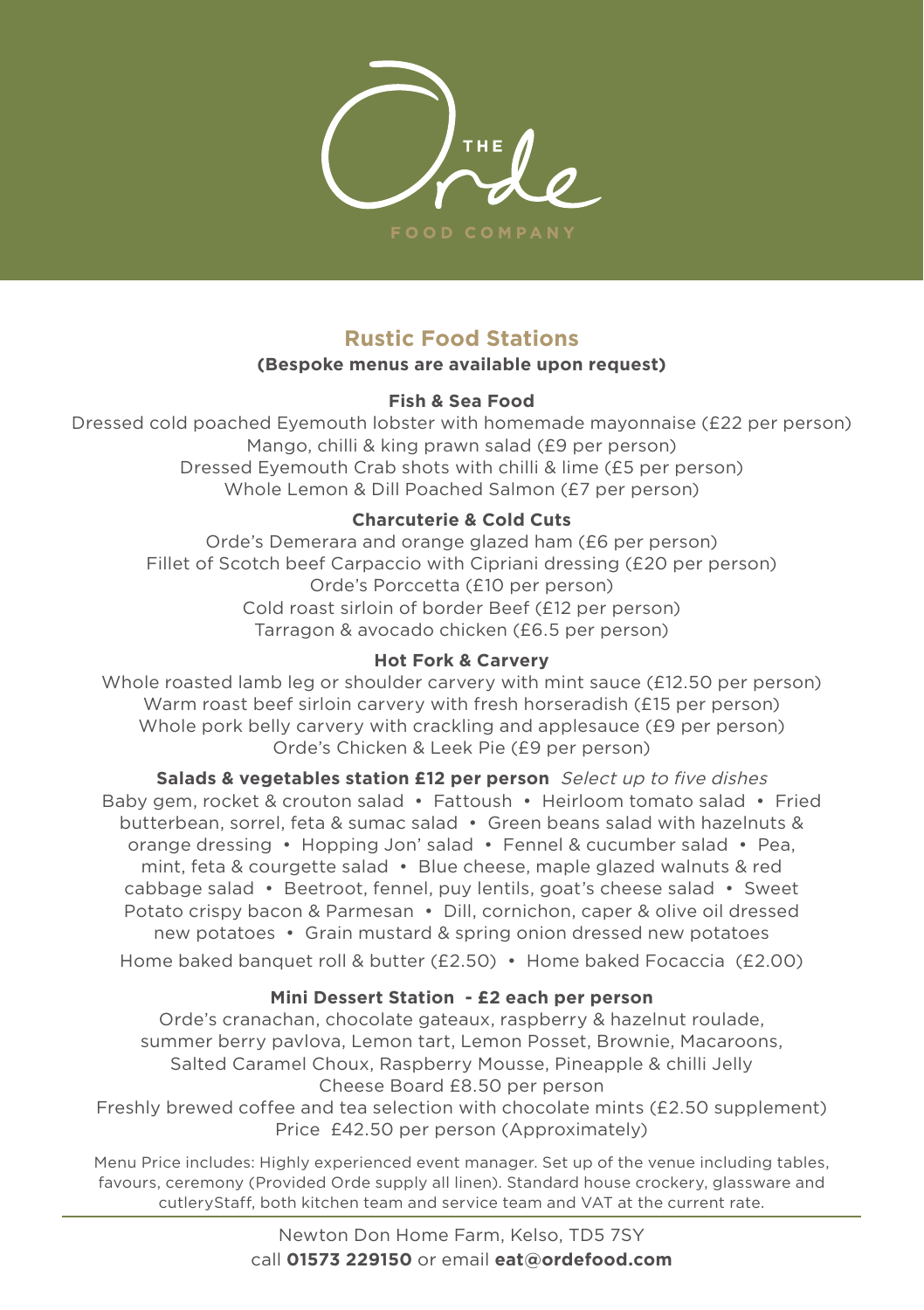THE Orde

FOOD COMPANY

## Rustic Food Stations

**(Bespoke menus are available upon request)**

### Fish & Sea Food

Dressed cold poached Eyemouth lobster with homemade mayonnaise (£22 per person)
Mango, chilli & king prawn salad (£9 per person)
Dressed Eyemouth Crab shots with chilli & lime (£5 per person)
Whole Lemon & Dill Poached Salmon (£7 per person)

### Charcuterie & Cold Cuts

Orde's Demerara and orange glazed ham (£6 per person)
Fillet of Scotch beef Carpaccio with Cipriani dressing (£20 per person)
Orde's Porccetta (£10 per person)
Cold roast sirloin of border Beef (£12 per person)
Tarragon & avocado chicken (£6.5 per person)

### Hot Fork & Carvery

Whole roasted lamb leg or shoulder carvery with mint sauce (£12.50 per person)
Warm roast beef sirloin carvery with fresh horseradish (£15 per person)
Whole pork belly carvery with crackling and applesauce (£9 per person)
Orde's Chicken & Leek Pie (£9 per person)

**Salads & vegetables station £12 per person** *Select up to five dishes*

Baby gem, rocket & crouton salad • Fattoush • Heirloom tomato salad • Fried butterbean, sorrel, feta & sumac salad • Green beans salad with hazelnuts & orange dressing • Hopping Jon' salad • Fennel & cucumber salad • Pea, mint, feta & courgette salad • Blue cheese, maple glazed walnuts & red cabbage salad • Beetroot, fennel, puy lentils, goat's cheese salad • Sweet Potato crispy bacon & Parmesan • Dill, cornichon, caper & olive oil dressed new potatoes • Grain mustard & spring onion dressed new potatoes

Home baked banquet roll & butter (£2.50) • Home baked Focaccia (£2.00)

### Mini Dessert Station - £2 each per person

Orde's cranachan, chocolate gateaux, raspberry & hazelnut roulade, summer berry pavlova, Lemon tart, Lemon Posset, Brownie, Macaroons, Salted Caramel Choux, Raspberry Mousse, Pineapple & chilli Jelly
Cheese Board £8.50 per person
Freshly brewed coffee and tea selection with chocolate mints (£2.50 supplement)
Price £42.50 per person (Approximately)

Menu Price includes: Highly experienced event manager. Set up of the venue including tables, favours, ceremony (Provided Orde supply all linen). Standard house crockery, glassware and cutleryStaff, both kitchen team and service team and VAT at the current rate.

Newton Don Home Farm, Kelso, TD5 7SY
call **01573 229150** or email **eat@ordefood.com**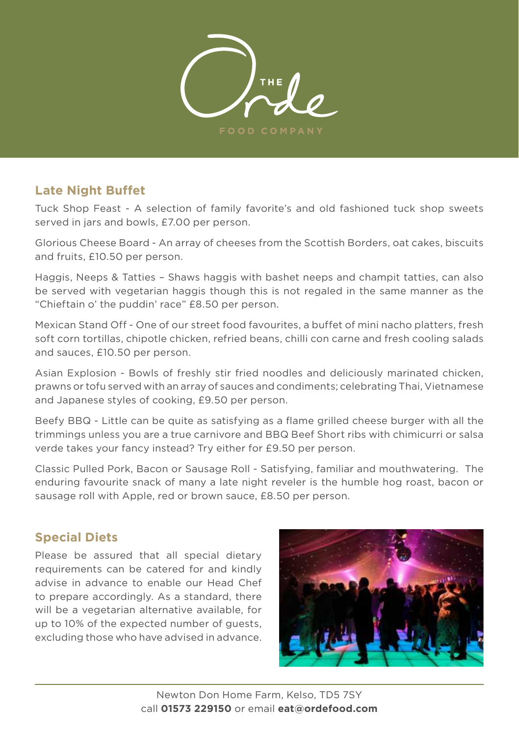THE Orde

FOOD COMPANY

## Late Night Buffet

Tuck Shop Feast - A selection of family favorite's and old fashioned tuck shop sweets served in jars and bowls, £7.00 per person.

Glorious Cheese Board - An array of cheeses from the Scottish Borders, oat cakes, biscuits and fruits, £10.50 per person.

Haggis, Neeps & Tatties – Shaws haggis with bashet neeps and champit tatties, can also be served with vegetarian haggis though this is not regaled in the same manner as the "Chieftain o' the puddin' race" £8.50 per person.

Mexican Stand Off - One of our street food favourites, a buffet of mini nacho platters, fresh soft corn tortillas, chipotle chicken, refried beans, chilli con carne and fresh cooling salads and sauces, £10.50 per person.

Asian Explosion - Bowls of freshly stir fried noodles and deliciously marinated chicken, prawns or tofu served with an array of sauces and condiments; celebrating Thai, Vietnamese and Japanese styles of cooking, £9.50 per person.

Beefy BBQ - Little can be quite as satisfying as a flame grilled cheese burger with all the trimmings unless you are a true carnivore and BBQ Beef Short ribs with chimicurri or salsa verde takes your fancy instead? Try either for £9.50 per person.

Classic Pulled Pork, Bacon or Sausage Roll - Satisfying, familiar and mouthwatering. The enduring favourite snack of many a late night reveler is the humble hog roast, bacon or sausage roll with Apple, red or brown sauce, £8.50 per person.

## Special Diets

Please be assured that all special dietary requirements can be catered for and kindly advise in advance to enable our Head Chef to prepare accordingly. As a standard, there will be a vegetarian alternative available, for up to 10% of the expected number of guests, excluding those who have advised in advance.

Newton Don Home Farm, Kelso, TD5 7SY
call **01573 229150** or email **eat@ordefood.com**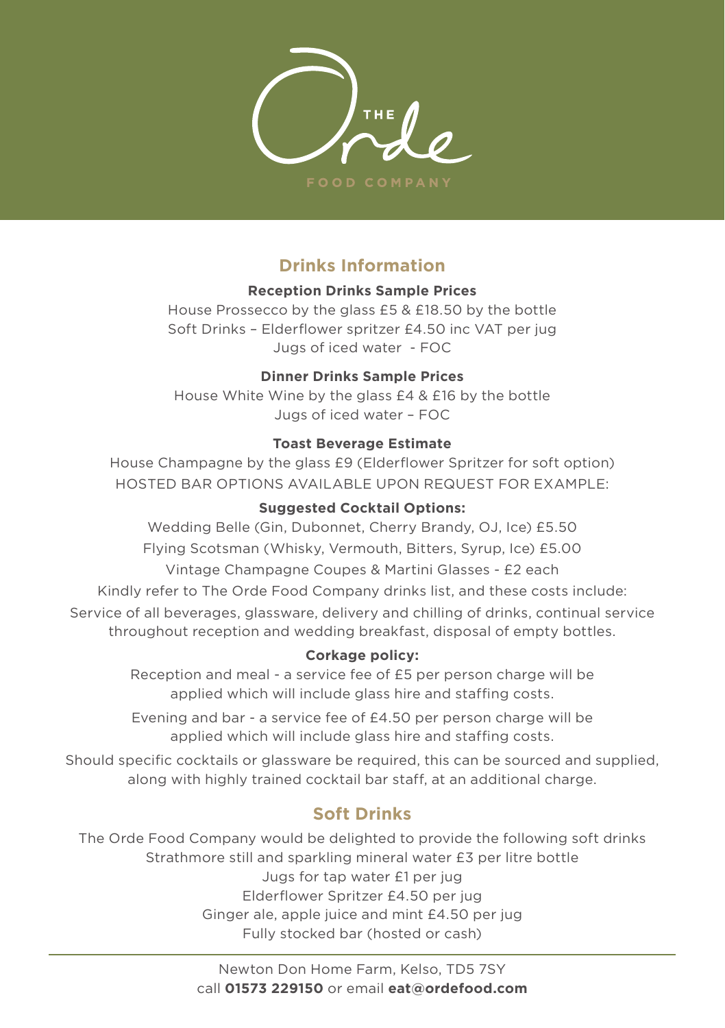THE Orde

FOOD COMPANY

## Drinks Information

**Reception Drinks Sample Prices**

House Prossecco by the glass £5 & £18.50 by the bottle
Soft Drinks – Elderflower spritzer £4.50 inc VAT per jug
Jugs of iced water - FOC

**Dinner Drinks Sample Prices**

House White Wine by the glass £4 & £16 by the bottle
Jugs of iced water – FOC

**Toast Beverage Estimate**

House Champagne by the glass £9 (Elderflower Spritzer for soft option)
HOSTED BAR OPTIONS AVAILABLE UPON REQUEST FOR EXAMPLE:

**Suggested Cocktail Options:**

Wedding Belle (Gin, Dubonnet, Cherry Brandy, OJ, Ice) £5.50
Flying Scotsman (Whisky, Vermouth, Bitters, Syrup, Ice) £5.00
Vintage Champagne Coupes & Martini Glasses - £2 each
Kindly refer to The Orde Food Company drinks list, and these costs include:
Service of all beverages, glassware, delivery and chilling of drinks, continual service throughout reception and wedding breakfast, disposal of empty bottles.

**Corkage policy:**

Reception and meal - a service fee of £5 per person charge will be applied which will include glass hire and staffing costs.

Evening and bar - a service fee of £4.50 per person charge will be applied which will include glass hire and staffing costs.

Should specific cocktails or glassware be required, this can be sourced and supplied, along with highly trained cocktail bar staff, at an additional charge.

## Soft Drinks

The Orde Food Company would be delighted to provide the following soft drinks
Strathmore still and sparkling mineral water £3 per litre bottle
Jugs for tap water £1 per jug
Elderflower Spritzer £4.50 per jug
Ginger ale, apple juice and mint £4.50 per jug
Fully stocked bar (hosted or cash)

---

Newton Don Home Farm, Kelso, TD5 7SY
call **01573 229150** or email **eat@ordefood.com**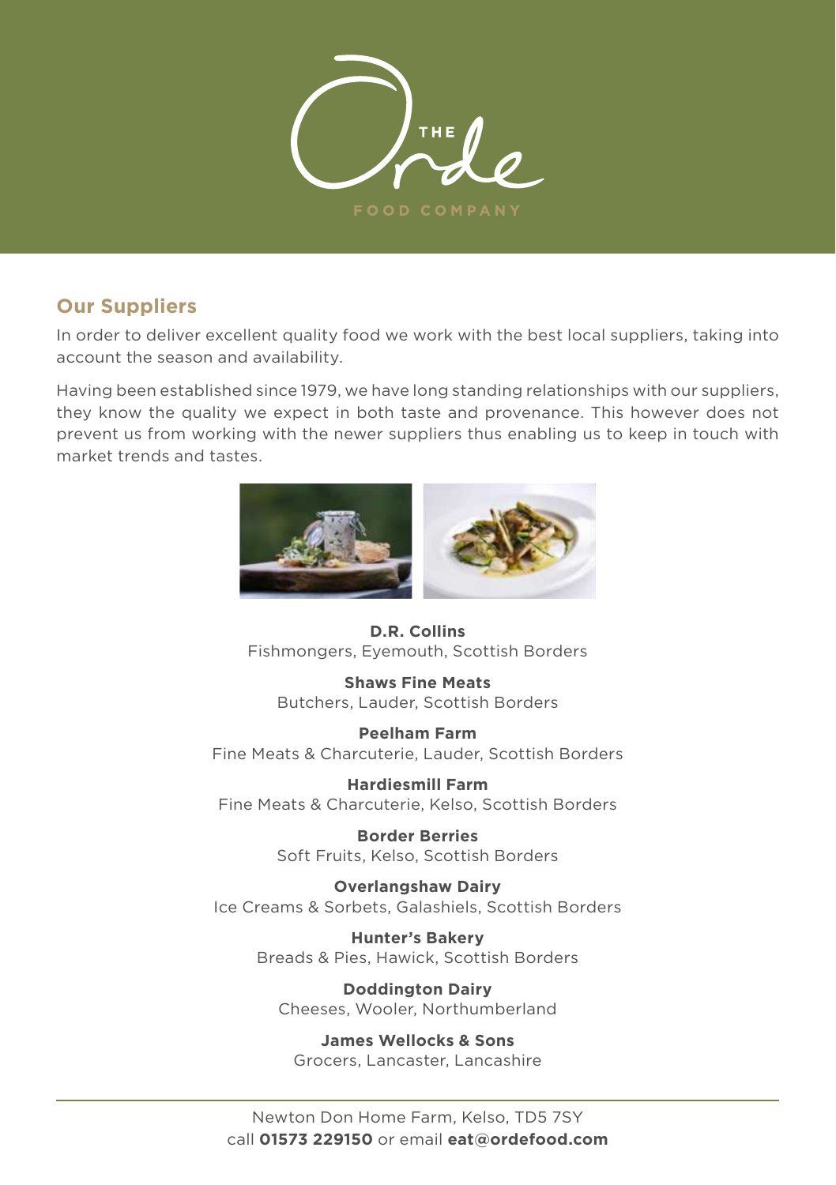THE Orde

FOOD COMPANY

## Our Suppliers

In order to deliver excellent quality food we work with the best local suppliers, taking into account the season and availability.

Having been established since 1979, we have long standing relationships with our suppliers, they know the quality we expect in both taste and provenance. This however does not prevent us from working with the newer suppliers thus enabling us to keep in touch with market trends and tastes.

**D.R. Collins**
Fishmongers, Eyemouth, Scottish Borders

**Shaws Fine Meats**
Butchers, Lauder, Scottish Borders

**Peelham Farm**
Fine Meats & Charcuterie, Lauder, Scottish Borders

**Hardiesmill Farm**
Fine Meats & Charcuterie, Kelso, Scottish Borders

**Border Berries**
Soft Fruits, Kelso, Scottish Borders

**Overlangshaw Dairy**
Ice Creams & Sorbets, Galashiels, Scottish Borders

**Hunter's Bakery**
Breads & Pies, Hawick, Scottish Borders

**Doddington Dairy**
Cheeses, Wooler, Northumberland

**James Wellocks & Sons**
Grocers, Lancaster, Lancashire

Newton Don Home Farm, Kelso, TD5 7SY
call **01573 229150** or email **eat@ordefood.com**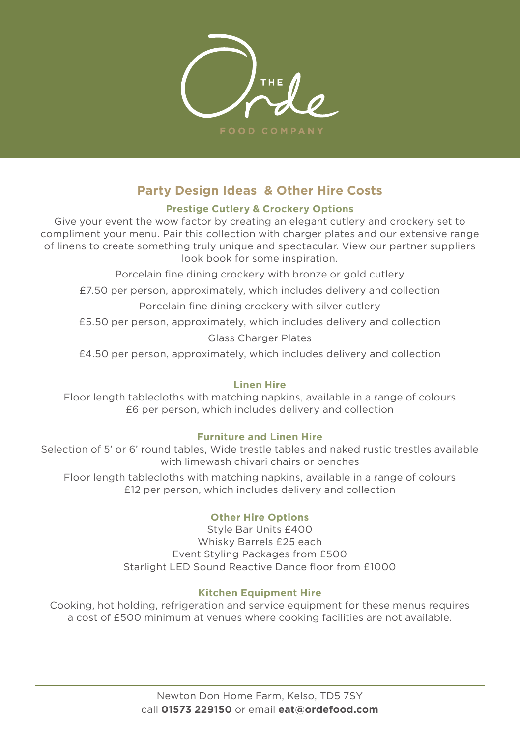THE Orde

FOOD COMPANY

## Party Design Ideas & Other Hire Costs

### Prestige Cutlery & Crockery Options

Give your event the wow factor by creating an elegant cutlery and crockery set to compliment your menu. Pair this collection with charger plates and our extensive range of linens to create something truly unique and spectacular. View our partner suppliers look book for some inspiration.

Porcelain fine dining crockery with bronze or gold cutlery

£7.50 per person, approximately, which includes delivery and collection

Porcelain fine dining crockery with silver cutlery

£5.50 per person, approximately, which includes delivery and collection

Glass Charger Plates

£4.50 per person, approximately, which includes delivery and collection

### Linen Hire

Floor length tablecloths with matching napkins, available in a range of colours
£6 per person, which includes delivery and collection

### Furniture and Linen Hire

Selection of 5' or 6' round tables, Wide trestle tables and naked rustic trestles available with limewash chivari chairs or benches

Floor length tablecloths with matching napkins, available in a range of colours
£12 per person, which includes delivery and collection

### Other Hire Options

Style Bar Units £400
Whisky Barrels £25 each
Event Styling Packages from £500
Starlight LED Sound Reactive Dance floor from £1000

### Kitchen Equipment Hire

Cooking, hot holding, refrigeration and service equipment for these menus requires a cost of £500 minimum at venues where cooking facilities are not available.

Newton Don Home Farm, Kelso, TD5 7SY
call **01573 229150** or email **eat@ordefood.com**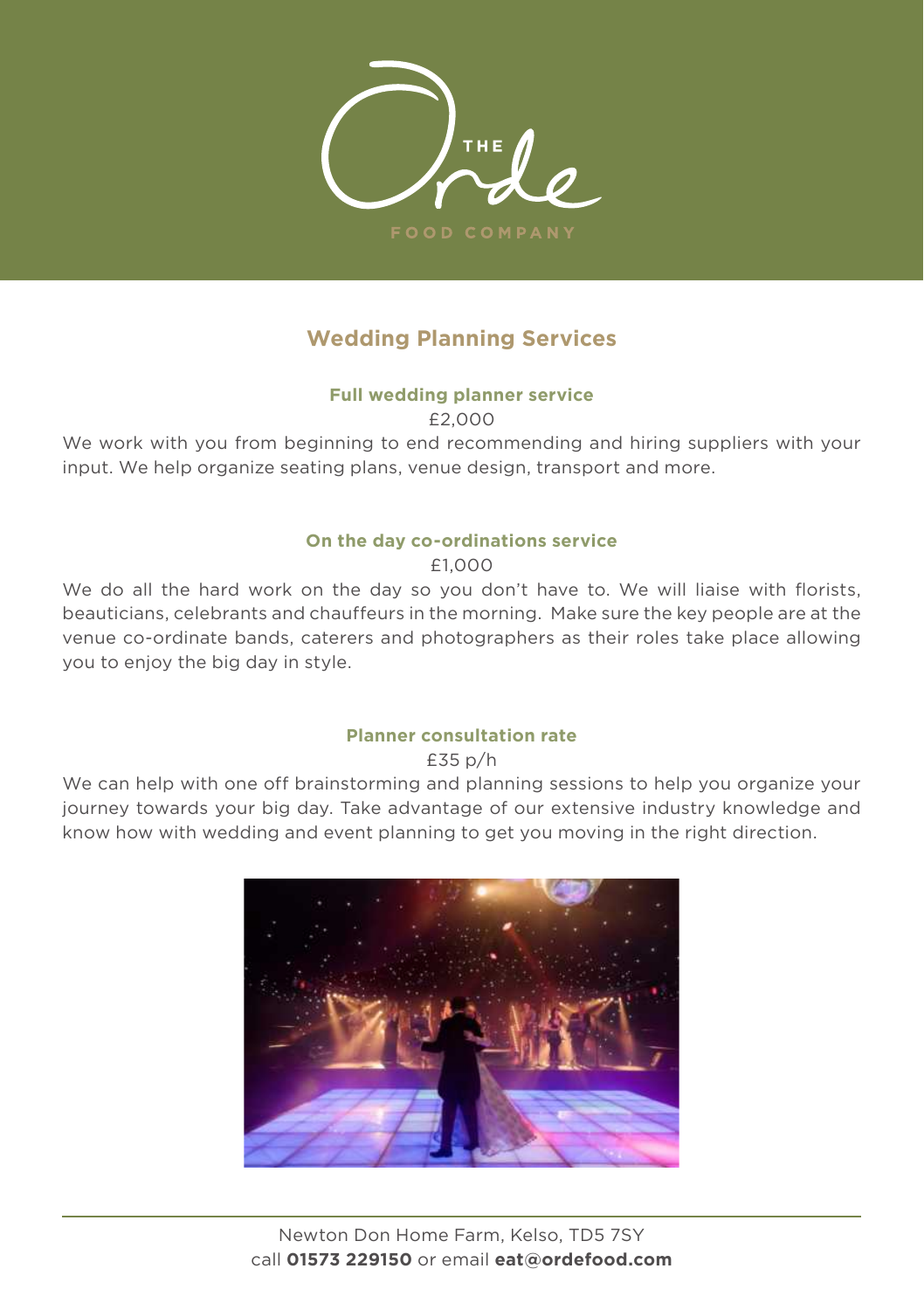THE Orde

FOOD COMPANY

## Wedding Planning Services

### Full wedding planner service

£2,000

We work with you from beginning to end recommending and hiring suppliers with your input. We help organize seating plans, venue design, transport and more.

### On the day co-ordinations service

£1,000

We do all the hard work on the day so you don't have to. We will liaise with florists, beauticians, celebrants and chauffeurs in the morning. Make sure the key people are at the venue co-ordinate bands, caterers and photographers as their roles take place allowing you to enjoy the big day in style.

### Planner consultation rate

£35 p/h

We can help with one off brainstorming and planning sessions to help you organize your journey towards your big day. Take advantage of our extensive industry knowledge and know how with wedding and event planning to get you moving in the right direction.

Newton Don Home Farm, Kelso, TD5 7SY
call **01573 229150** or email **eat@ordefood.com**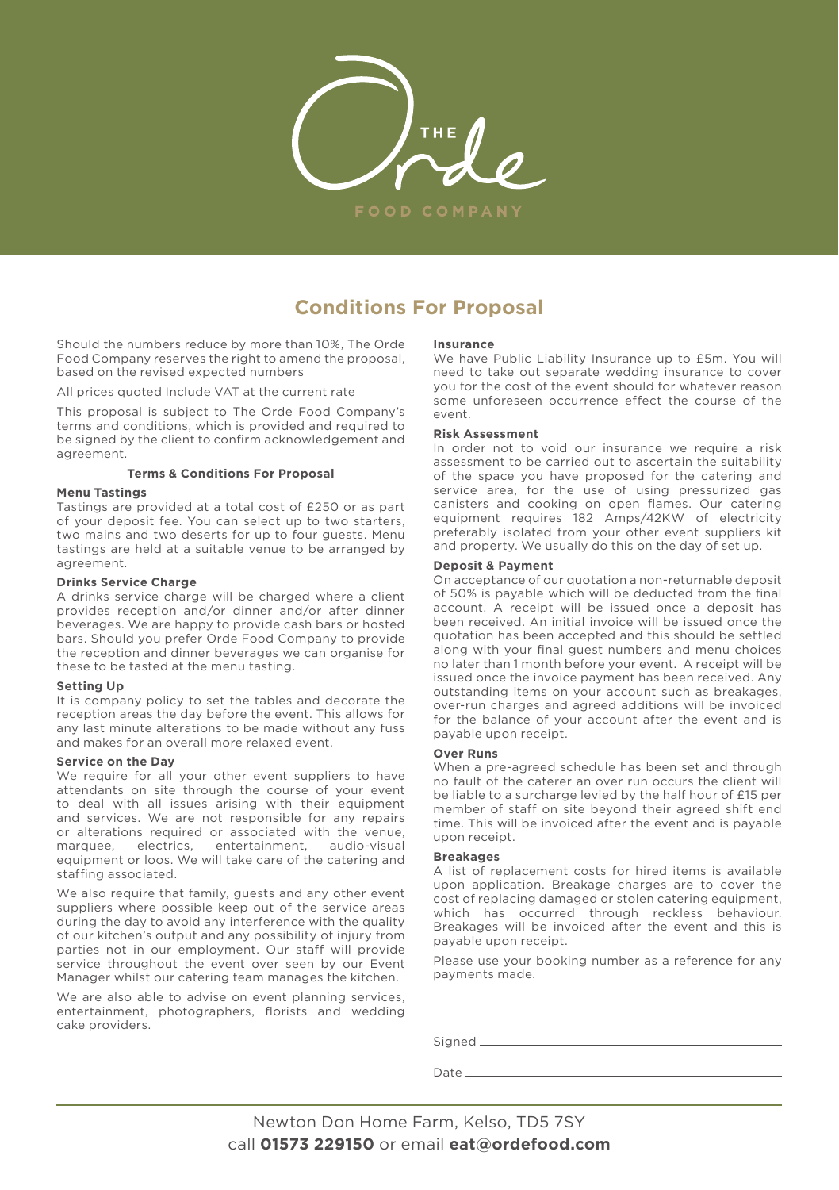THE Orde

FOOD COMPANY

# Conditions For Proposal

Should the numbers reduce by more than 10%, The Orde Food Company reserves the right to amend the proposal, based on the revised expected numbers

All prices quoted Include VAT at the current rate

This proposal is subject to The Orde Food Company's terms and conditions, which is provided and required to be signed by the client to confirm acknowledgement and agreement.

## Terms & Conditions For Proposal

### Menu Tastings

Tastings are provided at a total cost of £250 or as part of your deposit fee. You can select up to two starters, two mains and two deserts for up to four guests. Menu tastings are held at a suitable venue to be arranged by agreement.

### Drinks Service Charge

A drinks service charge will be charged where a client provides reception and/or dinner and/or after dinner beverages. We are happy to provide cash bars or hosted bars. Should you prefer Orde Food Company to provide the reception and dinner beverages we can organise for these to be tasted at the menu tasting.

### Setting Up

It is company policy to set the tables and decorate the reception areas the day before the event. This allows for any last minute alterations to be made without any fuss and makes for an overall more relaxed event.

### Service on the Day

We require for all your other event suppliers to have attendants on site through the course of your event to deal with all issues arising with their equipment and services. We are not responsible for any repairs or alterations required or associated with the venue, marquee, electrics, entertainment, audio-visual equipment or loos. We will take care of the catering and staffing associated.

We also require that family, guests and any other event suppliers where possible keep out of the service areas during the day to avoid any interference with the quality of our kitchen's output and any possibility of injury from parties not in our employment. Our staff will provide service throughout the event over seen by our Event Manager whilst our catering team manages the kitchen.

We are also able to advise on event planning services, entertainment, photographers, florists and wedding cake providers.

### Insurance

We have Public Liability Insurance up to £5m. You will need to take out separate wedding insurance to cover you for the cost of the event should for whatever reason some unforeseen occurrence effect the course of the event.

### Risk Assessment

In order not to void our insurance we require a risk assessment to be carried out to ascertain the suitability of the space you have proposed for the catering and service area, for the use of using pressurized gas canisters and cooking on open flames. Our catering equipment requires 182 Amps/42KW of electricity preferably isolated from your other event suppliers kit and property. We usually do this on the day of set up.

### Deposit & Payment

On acceptance of our quotation a non-returnable deposit of 50% is payable which will be deducted from the final account. A receipt will be issued once a deposit has been received. An initial invoice will be issued once the quotation has been accepted and this should be settled along with your final guest numbers and menu choices no later than 1 month before your event. A receipt will be issued once the invoice payment has been received. Any outstanding items on your account such as breakages, over-run charges and agreed additions will be invoiced for the balance of your account after the event and is payable upon receipt.

### Over Runs

When a pre-agreed schedule has been set and through no fault of the caterer an over run occurs the client will be liable to a surcharge levied by the half hour of £15 per member of staff on site beyond their agreed shift end time. This will be invoiced after the event and is payable upon receipt.

### Breakages

A list of replacement costs for hired items is available upon application. Breakage charges are to cover the cost of replacing damaged or stolen catering equipment, which has occurred through reckless behaviour. Breakages will be invoiced after the event and this is payable upon receipt.

Please use your booking number as a reference for any payments made.

Signed ______________________________

Date ______________________________

Newton Don Home Farm, Kelso, TD5 7SY
call **01573 229150** or email **eat@ordefood.com**